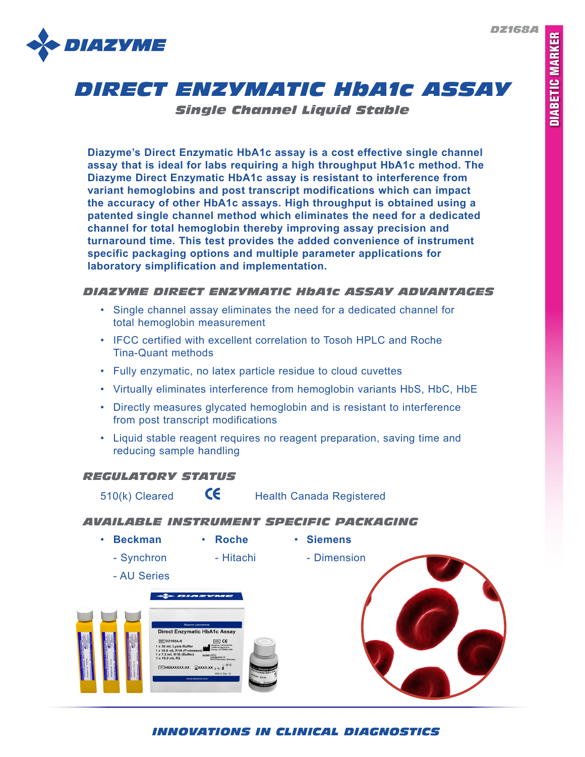DZ168A

DIABETIC MARKER

# DIRECT ENZYMATIC HbA1c ASSAY

## Single Channel Liquid Stable

**Diazyme's Direct Enzymatic HbA1c assay is a cost effective single channel assay that is ideal for labs requiring a high throughput HbA1c method. The Diazyme Direct Enzymatic HbA1c assay is resistant to interference from variant hemoglobins and post transcript modifications which can impact the accuracy of other HbA1c assays. High throughput is obtained using a patented single channel method which eliminates the need for a dedicated channel for total hemoglobin thereby improving assay precision and turnaround time. This test provides the added convenience of instrument specific packaging options and multiple parameter applications for laboratory simplification and implementation.**

### DIAZYME DIRECT ENZYMATIC HbA1c ASSAY ADVANTAGES

- Single channel assay eliminates the need for a dedicated channel for total hemoglobin measurement
- IFCC certified with excellent correlation to Tosoh HPLC and Roche Tina-Quant methods
- Fully enzymatic, no latex particle residue to cloud cuvettes
- Virtually eliminates interference from hemoglobin variants HbS, HbC, HbE
- Directly measures glycated hemoglobin and is resistant to interference from post transcript modifications
- Liquid stable reagent requires no reagent preparation, saving time and reducing sample handling

### REGULATORY STATUS

510(k) Cleared &nbsp;&nbsp;&nbsp; CE &nbsp;&nbsp;&nbsp; Health Canada Registered

### AVAILABLE INSTRUMENT SPECIFIC PACKAGING

- **Beckman**
  - Synchron
  - AU Series
- **Roche**
  - Hitachi
- **Siemens**
  - Dimension

INNOVATIONS IN CLINICAL DIAGNOSTICS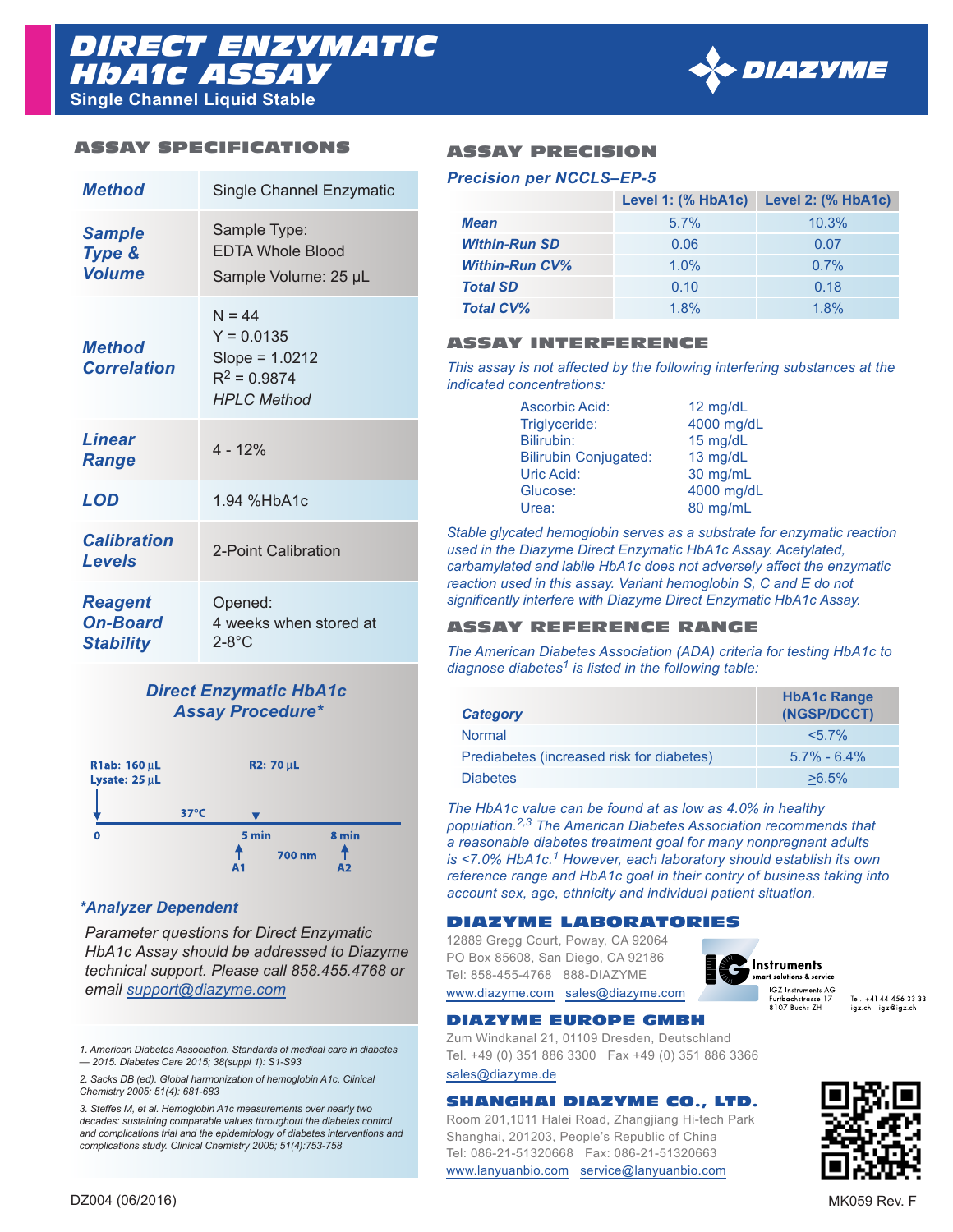# DIRECT ENZYMATIC HbA1c ASSAY

Single Channel Liquid Stable

DIAZYME

## ASSAY SPECIFICATIONS

| | |
|---|---|
| **Method** | Single Channel Enzymatic |
| **Sample Type & Volume** | Sample Type: EDTA Whole Blood<br>Sample Volume: 25 µL |
| **Method Correlation** | N = 44<br>Y = 0.0135<br>Slope = 1.0212<br>$R^2$ = 0.9874<br>*HPLC Method* |
| **Linear Range** | 4 - 12% |
| **LOD** | 1.94 %HbA1c |
| **Calibration Levels** | 2-Point Calibration |
| **Reagent On-Board Stability** | Opened:<br>4 weeks when stored at 2-8°C |

### *Direct Enzymatic HbA1c Assay Procedure**

R1ab: 160 µL
Lysate: 25 µL
R2: 70 µL
37°C
0
5 min
8 min
700 nm
A1
A2

***Analyzer Dependent***

*Parameter questions for Direct Enzymatic HbA1c Assay should be addressed to Diazyme technical support. Please call 858.455.4768 or email support@diazyme.com*

1. American Diabetes Association. Standards of medical care in diabetes — 2015. Diabetes Care 2015; 38(suppl 1): S1-S93

2. Sacks DB (ed). Global harmonization of hemoglobin A1c. Clinical Chemistry 2005; 51(4): 681-683

3. Steffes M, et al. Hemoglobin A1c measurements over nearly two decades: sustaining comparable values throughout the diabetes control and complications trial and the epidemiology of diabetes interventions and complications study. Clinical Chemistry 2005; 51(4):753-758

## ASSAY PRECISION

### *Precision per NCCLS–EP-5*

| | Level 1: (% HbA1c) | Level 2: (% HbA1c) |
|---|---|---|
| **Mean** | 5.7% | 10.3% |
| **Within-Run SD** | 0.06 | 0.07 |
| **Within-Run CV%** | 1.0% | 0.7% |
| **Total SD** | 0.10 | 0.18 |
| **Total CV%** | 1.8% | 1.8% |

## ASSAY INTERFERENCE

*This assay is not affected by the following interfering substances at the indicated concentrations:*

| | |
|---|---|
| Ascorbic Acid: | 12 mg/dL |
| Triglyceride: | 4000 mg/dL |
| Bilirubin: | 15 mg/dL |
| Bilirubin Conjugated: | 13 mg/dL |
| Uric Acid: | 30 mg/mL |
| Glucose: | 4000 mg/dL |
| Urea: | 80 mg/mL |

*Stable glycated hemoglobin serves as a substrate for enzymatic reaction used in the Diazyme Direct Enzymatic HbA1c Assay. Acetylated, carbamylated and labile HbA1c does not adversely affect the enzymatic reaction used in this assay. Variant hemoglobin S, C and E do not significantly interfere with Diazyme Direct Enzymatic HbA1c Assay.*

## ASSAY REFERENCE RANGE

*The American Diabetes Association (ADA) criteria for testing HbA1c to diagnose diabetes[1] is listed in the following table:*

| Category | HbA1c Range (NGSP/DCCT) |
|---|---|
| Normal | <5.7% |
| Prediabetes (increased risk for diabetes) | 5.7% - 6.4% |
| Diabetes | ≥6.5% |

*The HbA1c value can be found at as low as 4.0% in healthy population.[2,3] The American Diabetes Association recommends that a reasonable diabetes treatment goal for many nonpregnant adults is <7.0% HbA1c.[1] However, each laboratory should establish its own reference range and HbA1c goal in their contry of business taking into account sex, age, ethnicity and individual patient situation.*

## DIAZYME LABORATORIES

12889 Gregg Court, Poway, CA 92064
PO Box 85608, San Diego, CA 92186
Tel: 858-455-4768 888-DIAZYME
www.diazyme.com sales@diazyme.com

IGZ Instruments smart solutions & service
IGZ Instruments AG
Furtbachstrasse 17
8107 Buchs ZH
Tel. +41 44 456 33 33
igz.ch igz@igz.ch

## DIAZYME EUROPE GMBH

Zum Windkanal 21, 01109 Dresden, Deutschland
Tel. +49 (0) 351 886 3300 Fax +49 (0) 351 886 3366
sales@diazyme.de

## SHANGHAI DIAZYME CO., LTD.

Room 201,1011 Halei Road, Zhangjiang Hi-tech Park
Shanghai, 201203, People's Republic of China
Tel: 086-21-51320668 Fax: 086-21-51320663
www.lanyuanbio.com service@lanyuanbio.com

DZ004 (06/2016)

MK059 Rev. F